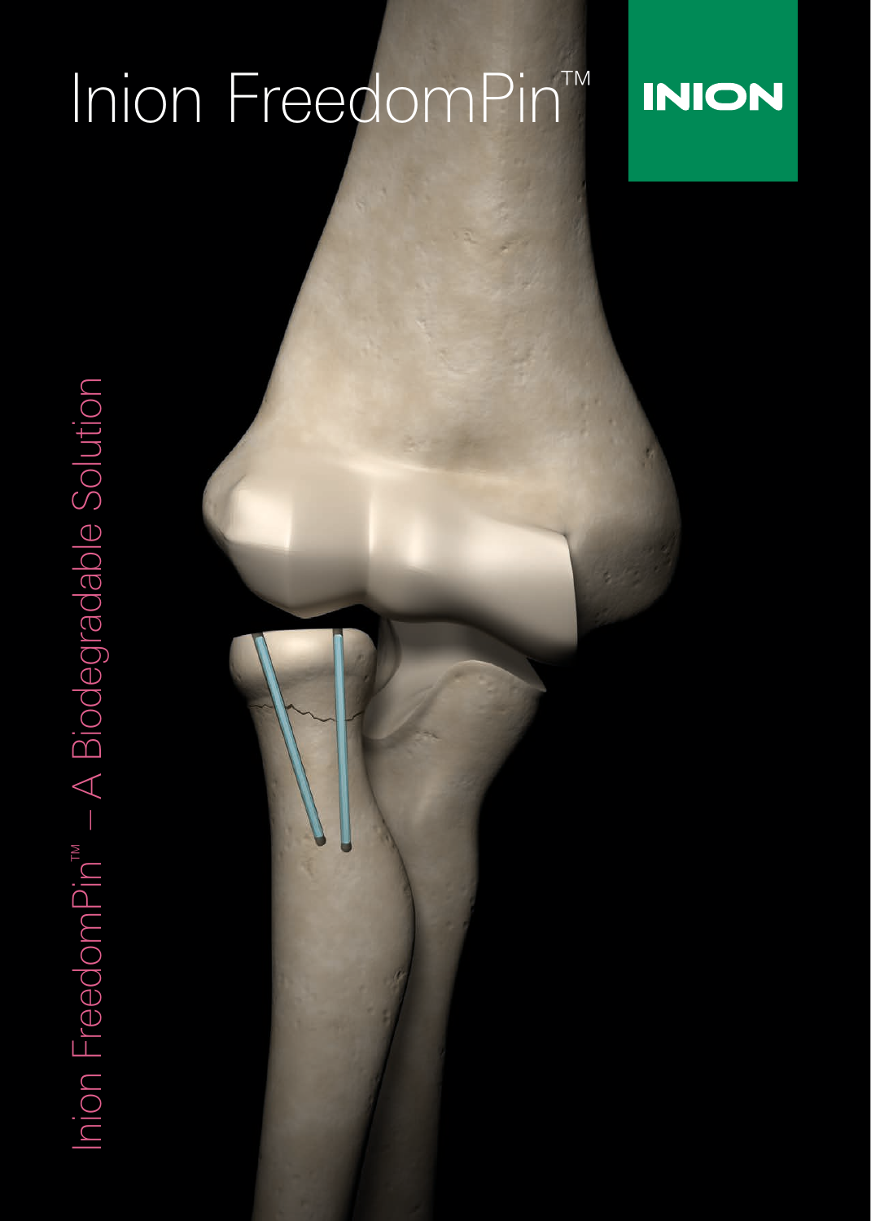# Inion FreedomPin™

INION

Inion FreedomPin™ – A Biodegradable Solution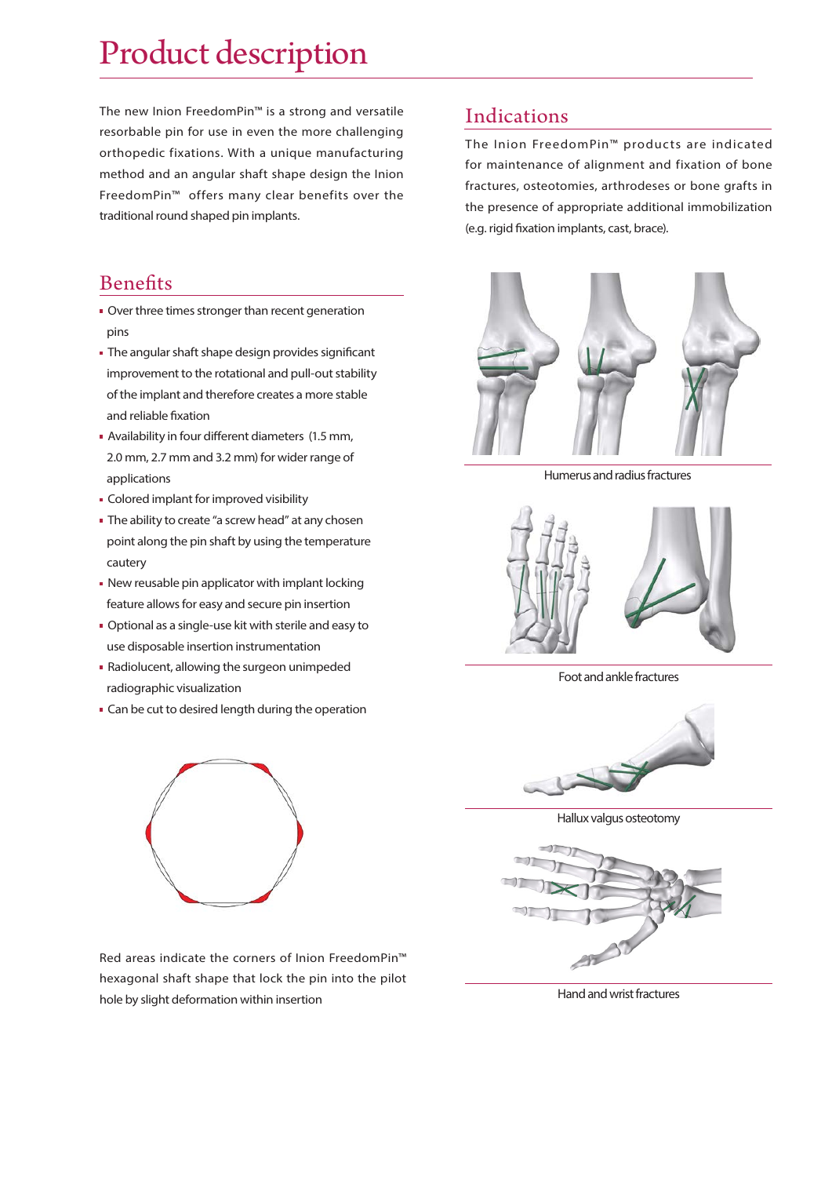# Product description

The new Inion FreedomPin™ is a strong and versatile resorbable pin for use in even the more challenging orthopedic fixations. With a unique manufacturing method and an angular shaft shape design the Inion FreedomPin™ offers many clear benefits over the traditional round shaped pin implants.

## Benefits

- Over three times stronger than recent generation pins
- The angular shaft shape design provides significant improvement to the rotational and pull-out stability of the implant and therefore creates a more stable and reliable fixation
- Availability in four different diameters (1.5 mm, 2.0 mm, 2.7 mm and 3.2 mm) for wider range of applications
- Colored implant for improved visibility
- The ability to create "a screw head" at any chosen point along the pin shaft by using the temperature cautery
- New reusable pin applicator with implant locking feature allows for easy and secure pin insertion
- Optional as a single-use kit with sterile and easy to use disposable insertion instrumentation
- Radiolucent, allowing the surgeon unimpeded radiographic visualization
- Can be cut to desired length during the operation

Red areas indicate the corners of Inion FreedomPin™ hexagonal shaft shape that lock the pin into the pilot hole by slight deformation within insertion

## Indications

The Inion FreedomPin™ products are indicated for maintenance of alignment and fixation of bone fractures, osteotomies, arthrodeses or bone grafts in the presence of appropriate additional immobilization (e.g. rigid fixation implants, cast, brace).

Humerus and radius fractures

Foot and ankle fractures

Hallux valgus osteotomy

Hand and wrist fractures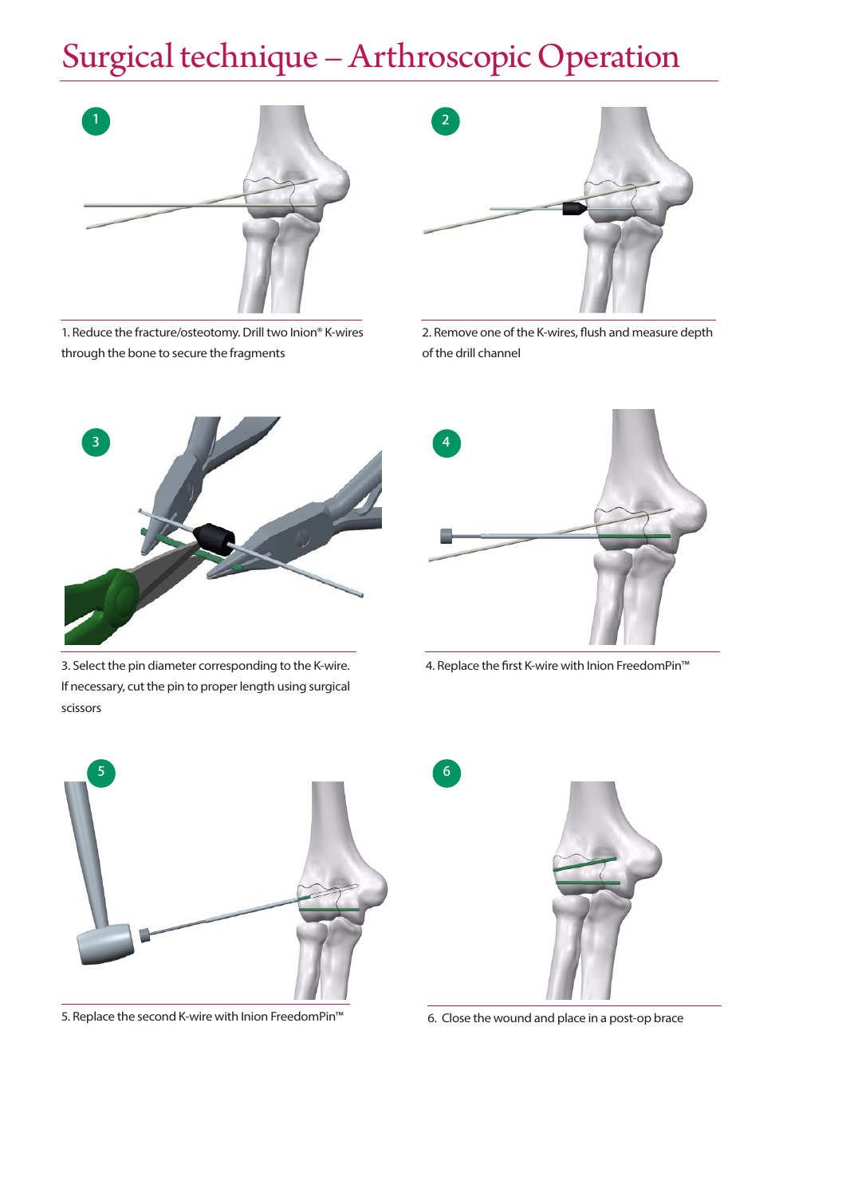# Surgical technique – Arthroscopic Operation

1. Reduce the fracture/osteotomy. Drill two Inion® K-wires through the bone to secure the fragments

2. Remove one of the K-wires, flush and measure depth of the drill channel

3. Select the pin diameter corresponding to the K-wire. If necessary, cut the pin to proper length using surgical scissors

4. Replace the first K-wire with Inion FreedomPin™

5. Replace the second K-wire with Inion FreedomPin™

6. Close the wound and place in a post-op brace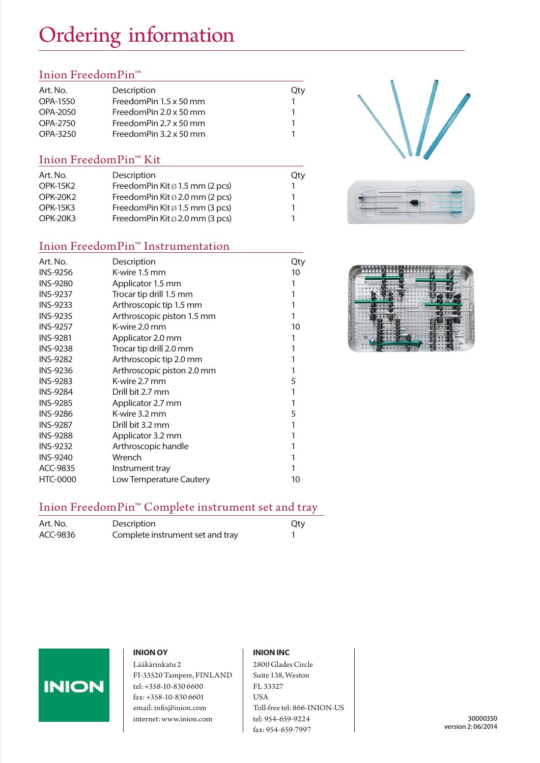# Ordering information

## Inion FreedomPin™

| Art. No. | Description | Qty |
|---|---|---|
| OPA-1550 | FreedomPin 1.5 x 50 mm | 1 |
| OPA-2050 | FreedomPin 2.0 x 50 mm | 1 |
| OPA-2750 | FreedomPin 2.7 x 50 mm | 1 |
| OPA-3250 | FreedomPin 3.2 x 50 mm | 1 |

## Inion FreedomPin™ Kit

| Art. No. | Description | Qty |
|---|---|---|
| OPK-15K2 | FreedomPin Kit ø 1.5 mm (2 pcs) | 1 |
| OPK-20K2 | FreedomPin Kit ø 2.0 mm (2 pcs) | 1 |
| OPK-15K3 | FreedomPin Kit ø 1.5 mm (3 pcs) | 1 |
| OPK-20K3 | FreedomPin Kit ø 2.0 mm (3 pcs) | 1 |

## Inion FreedomPin™ Instrumentation

| Art. No. | Description | Qty |
|---|---|---|
| INS-9256 | K-wire 1.5 mm | 10 |
| INS-9280 | Applicator 1.5 mm | 1 |
| INS-9237 | Trocar tip drill 1.5 mm | 1 |
| INS-9233 | Arthroscopic tip 1.5 mm | 1 |
| INS-9235 | Arthroscopic piston 1.5 mm | 1 |
| INS-9257 | K-wire 2.0 mm | 10 |
| INS-9281 | Applicator 2.0 mm | 1 |
| INS-9238 | Trocar tip drill 2.0 mm | 1 |
| INS-9282 | Arthroscopic tip 2.0 mm | 1 |
| INS-9236 | Arthroscopic piston 2.0 mm | 1 |
| INS-9283 | K-wire 2.7 mm | 5 |
| INS-9284 | Drill bit 2.7 mm | 1 |
| INS-9285 | Applicator 2.7 mm | 1 |
| INS-9286 | K-wire 3.2 mm | 5 |
| INS-9287 | Drill bit 3.2 mm | 1 |
| INS-9288 | Applicator 3.2 mm | 1 |
| INS-9232 | Arthroscopic handle | 1 |
| INS-9240 | Wrench | 1 |
| ACC-9835 | Instrument tray | 1 |
| HTC-0000 | Low Temperature Cautery | 10 |

## Inion FreedomPin™ Complete instrument set and tray

| Art. No. | Description | Qty |
|---|---|---|
| ACC-9836 | Complete instrument set and tray | 1 |

INION

**INION OY**
Lääkärinkatu 2
FI-33520 Tampere, FINLAND
tel: +358-10-830 6600
fax: +358-10-830 6601
email: info@inion.com
internet: www.inion.com

**INION INC**
2800 Glades Circle
Suite 138, Weston
FL 33327
USA
Toll-free tel: 866-INION-US
tel: 954-659-9224
fax: 954-659-7997

30000350
version 2: 06/2014